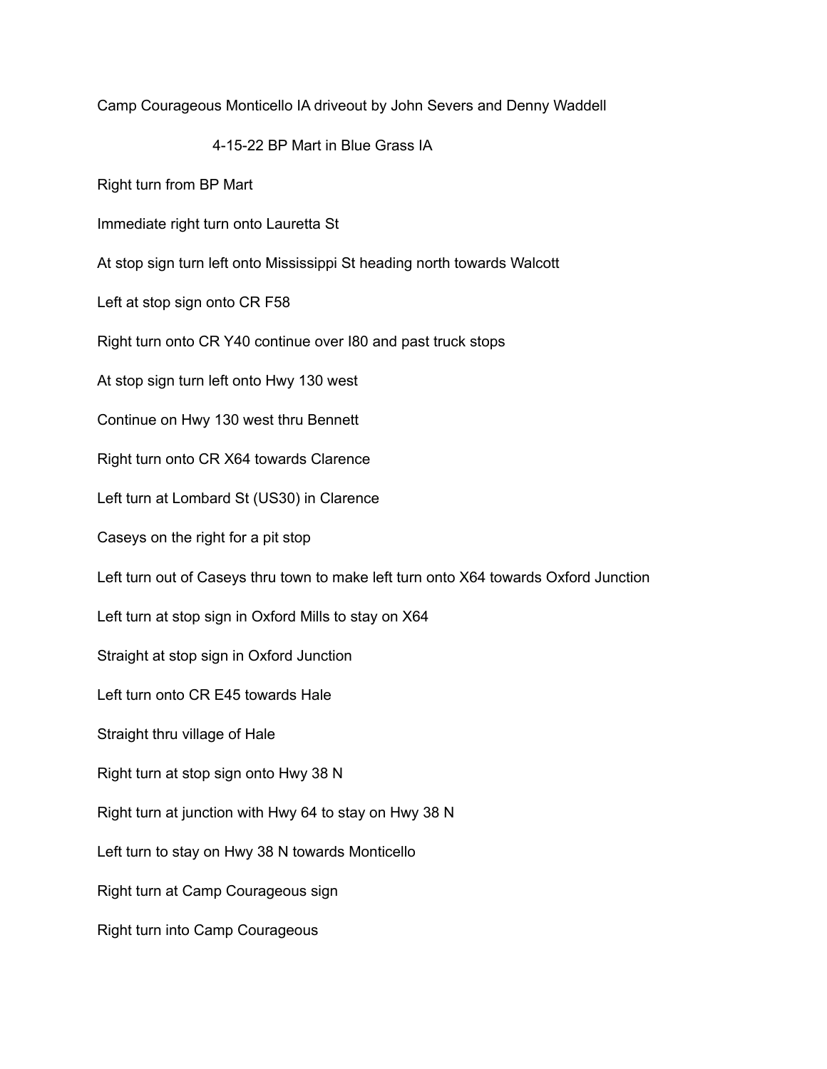Camp Courageous Monticello IA driveout by John Severs and Denny Waddell

4-15-22 BP Mart in Blue Grass IA

Right turn from BP Mart

Immediate right turn onto Lauretta St

At stop sign turn left onto Mississippi St heading north towards Walcott

Left at stop sign onto CR F58

Right turn onto CR Y40 continue over I80 and past truck stops

At stop sign turn left onto Hwy 130 west

Continue on Hwy 130 west thru Bennett

Right turn onto CR X64 towards Clarence

Left turn at Lombard St (US30) in Clarence

Caseys on the right for a pit stop

Left turn out of Caseys thru town to make left turn onto X64 towards Oxford Junction

Left turn at stop sign in Oxford Mills to stay on X64

Straight at stop sign in Oxford Junction

Left turn onto CR E45 towards Hale

Straight thru village of Hale

Right turn at stop sign onto Hwy 38 N

Right turn at junction with Hwy 64 to stay on Hwy 38 N

Left turn to stay on Hwy 38 N towards Monticello

Right turn at Camp Courageous sign

Right turn into Camp Courageous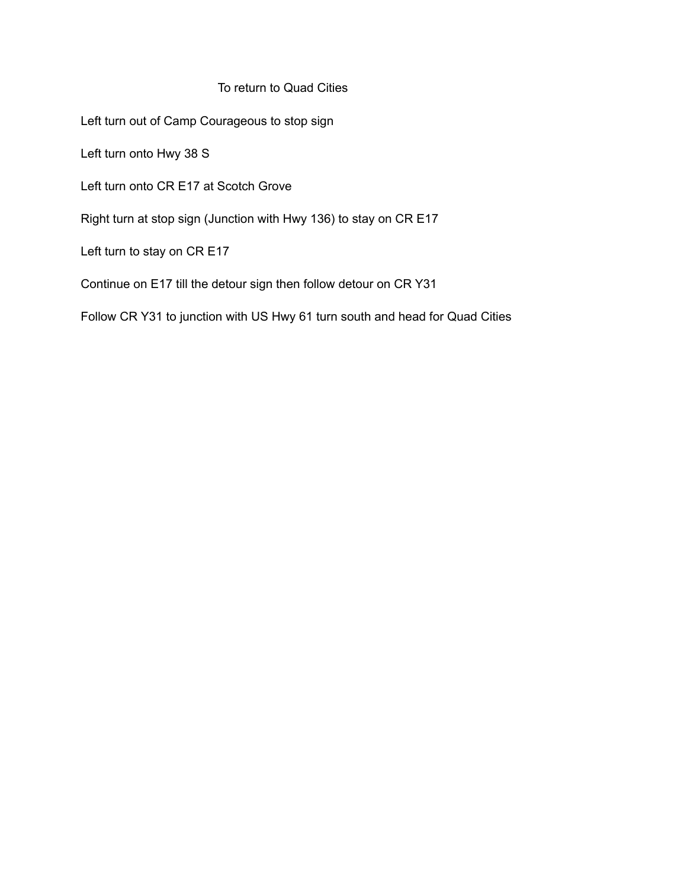## To return to Quad Cities

Left turn out of Camp Courageous to stop sign

Left turn onto Hwy 38 S

Left turn onto CR E17 at Scotch Grove

Right turn at stop sign (Junction with Hwy 136) to stay on CR E17

Left turn to stay on CR E17

Continue on E17 till the detour sign then follow detour on CR Y31

Follow CR Y31 to junction with US Hwy 61 turn south and head for Quad Cities